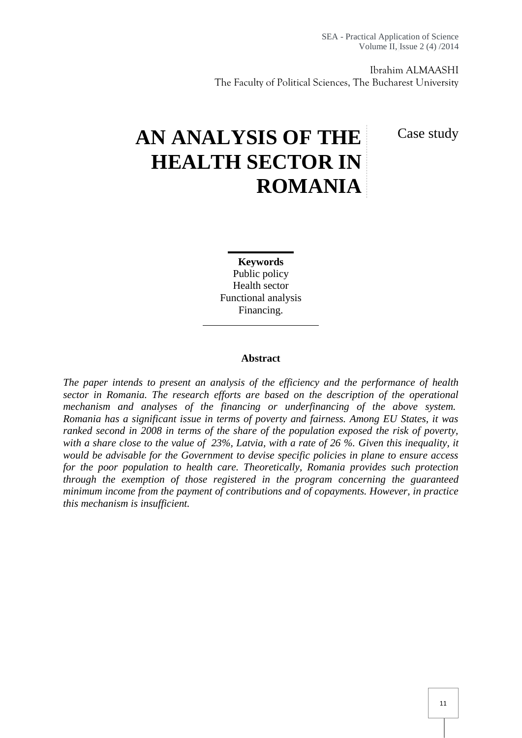Ibrahim ALMAASHI
The Faculty of Political Sciences, The Bucharest University

# AN ANALYSIS OF THE HEALTH SECTOR IN ROMANIA

Case study

**Keywords**
Public policy
Health sector
Functional analysis
Financing.

**Abstract**

*The paper intends to present an analysis of the efficiency and the performance of health sector in Romania. The research efforts are based on the description of the operational mechanism and analyses of the financing or underfinancing of the above system. Romania has a significant issue in terms of poverty and fairness. Among EU States, it was ranked second in 2008 in terms of the share of the population exposed the risk of poverty, with a share close to the value of 23%, Latvia, with a rate of 26 %. Given this inequality, it would be advisable for the Government to devise specific policies in plane to ensure access for the poor population to health care. Theoretically, Romania provides such protection through the exemption of those registered in the program concerning the guaranteed minimum income from the payment of contributions and of copayments. However, in practice this mechanism is insufficient.*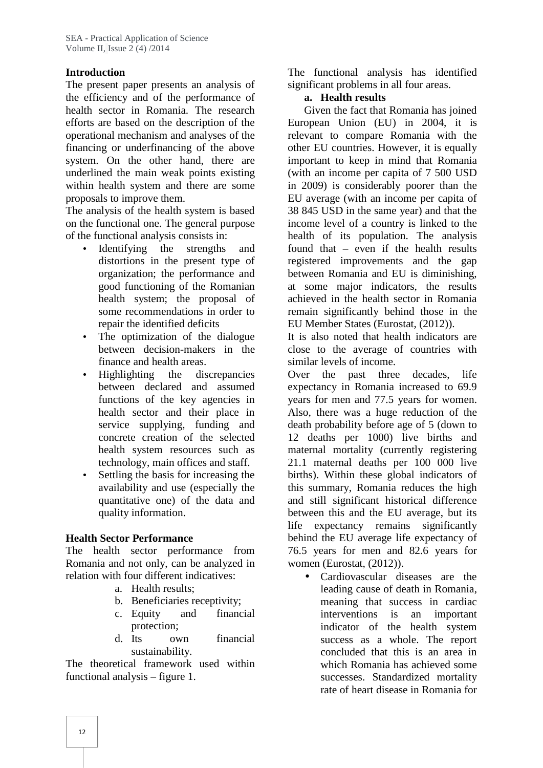## Introduction

The present paper presents an analysis of the efficiency and of the performance of health sector in Romania. The research efforts are based on the description of the operational mechanism and analyses of the financing or underfinancing of the above system. On the other hand, there are underlined the main weak points existing within health system and there are some proposals to improve them.

The analysis of the health system is based on the functional one. The general purpose of the functional analysis consists in:

- Identifying the strengths and distortions in the present type of organization; the performance and good functioning of the Romanian health system; the proposal of some recommendations in order to repair the identified deficits
- The optimization of the dialogue between decision-makers in the finance and health areas.
- Highlighting the discrepancies between declared and assumed functions of the key agencies in health sector and their place in service supplying, funding and concrete creation of the selected health system resources such as technology, main offices and staff.
- Settling the basis for increasing the availability and use (especially the quantitative one) of the data and quality information.

## Health Sector Performance

The health sector performance from Romania and not only, can be analyzed in relation with four different indicatives:

a. Health results;
b. Beneficiaries receptivity;
c. Equity and financial protection;
d. Its own financial sustainability.

The theoretical framework used within functional analysis – figure 1.

The functional analysis has identified significant problems in all four areas.

### a. Health results

Given the fact that Romania has joined European Union (EU) in 2004, it is relevant to compare Romania with the other EU countries. However, it is equally important to keep in mind that Romania (with an income per capita of 7 500 USD in 2009) is considerably poorer than the EU average (with an income per capita of 38 845 USD in the same year) and that the income level of a country is linked to the health of its population. The analysis found that – even if the health results registered improvements and the gap between Romania and EU is diminishing, at some major indicators, the results achieved in the health sector in Romania remain significantly behind those in the EU Member States (Eurostat, (2012)).

It is also noted that health indicators are close to the average of countries with similar levels of income.

Over the past three decades, life expectancy in Romania increased to 69.9 years for men and 77.5 years for women. Also, there was a huge reduction of the death probability before age of 5 (down to 12 deaths per 1000) live births and maternal mortality (currently registering 21.1 maternal deaths per 100 000 live births). Within these global indicators of this summary, Romania reduces the high and still significant historical difference between this and the EU average, but its life expectancy remains significantly behind the EU average life expectancy of 76.5 years for men and 82.6 years for women (Eurostat, (2012)).

- Cardiovascular diseases are the leading cause of death in Romania, meaning that success in cardiac interventions is an important indicator of the health system success as a whole. The report concluded that this is an area in which Romania has achieved some successes. Standardized mortality rate of heart disease in Romania for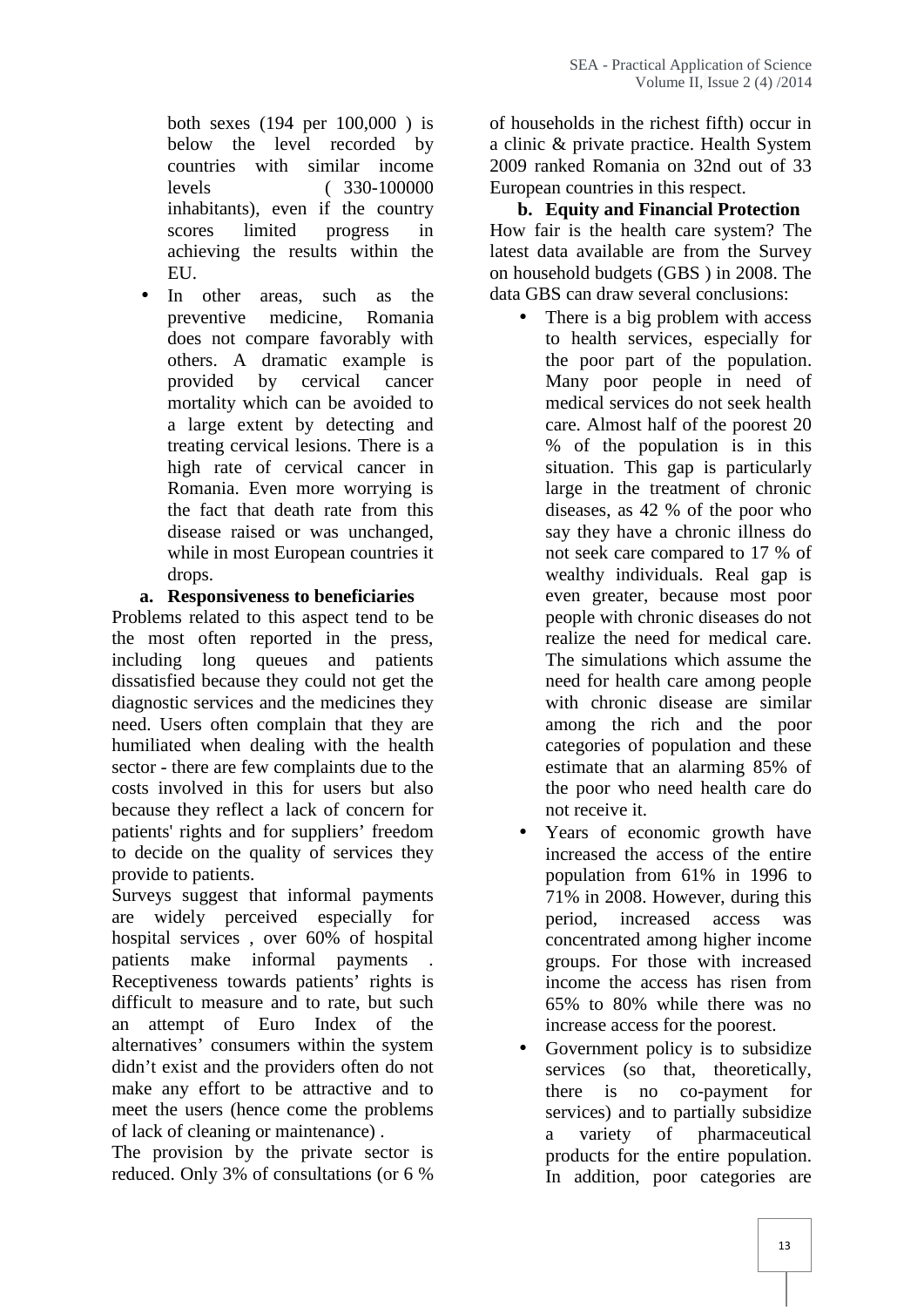both sexes (194 per 100,000 ) is below the level recorded by countries with similar income levels ( 330-100000 inhabitants), even if the country scores limited progress in achieving the results within the EU.

- In other areas, such as the preventive medicine, Romania does not compare favorably with others. A dramatic example is provided by cervical cancer mortality which can be avoided to a large extent by detecting and treating cervical lesions. There is a high rate of cervical cancer in Romania. Even more worrying is the fact that death rate from this disease raised or was unchanged, while in most European countries it drops.

**a. Responsiveness to beneficiaries**

Problems related to this aspect tend to be the most often reported in the press, including long queues and patients dissatisfied because they could not get the diagnostic services and the medicines they need. Users often complain that they are humiliated when dealing with the health sector - there are few complaints due to the costs involved in this for users but also because they reflect a lack of concern for patients' rights and for suppliers' freedom to decide on the quality of services they provide to patients.

Surveys suggest that informal payments are widely perceived especially for hospital services , over 60% of hospital patients make informal payments . Receptiveness towards patients' rights is difficult to measure and to rate, but such an attempt of Euro Index of the alternatives' consumers within the system didn't exist and the providers often do not make any effort to be attractive and to meet the users (hence come the problems of lack of cleaning or maintenance) .

The provision by the private sector is reduced. Only 3% of consultations (or 6 % of households in the richest fifth) occur in a clinic & private practice. Health System 2009 ranked Romania on 32nd out of 33 European countries in this respect.

**b. Equity and Financial Protection**

How fair is the health care system? The latest data available are from the Survey on household budgets (GBS ) in 2008. The data GBS can draw several conclusions:

- There is a big problem with access to health services, especially for the poor part of the population. Many poor people in need of medical services do not seek health care. Almost half of the poorest 20 % of the population is in this situation. This gap is particularly large in the treatment of chronic diseases, as 42 % of the poor who say they have a chronic illness do not seek care compared to 17 % of wealthy individuals. Real gap is even greater, because most poor people with chronic diseases do not realize the need for medical care. The simulations which assume the need for health care among people with chronic disease are similar among the rich and the poor categories of population and these estimate that an alarming 85% of the poor who need health care do not receive it.
- Years of economic growth have increased the access of the entire population from 61% in 1996 to 71% in 2008. However, during this period, increased access was concentrated among higher income groups. For those with increased income the access has risen from 65% to 80% while there was no increase access for the poorest.
- Government policy is to subsidize services (so that, theoretically, there is no co-payment for services) and to partially subsidize a variety of pharmaceutical products for the entire population. In addition, poor categories are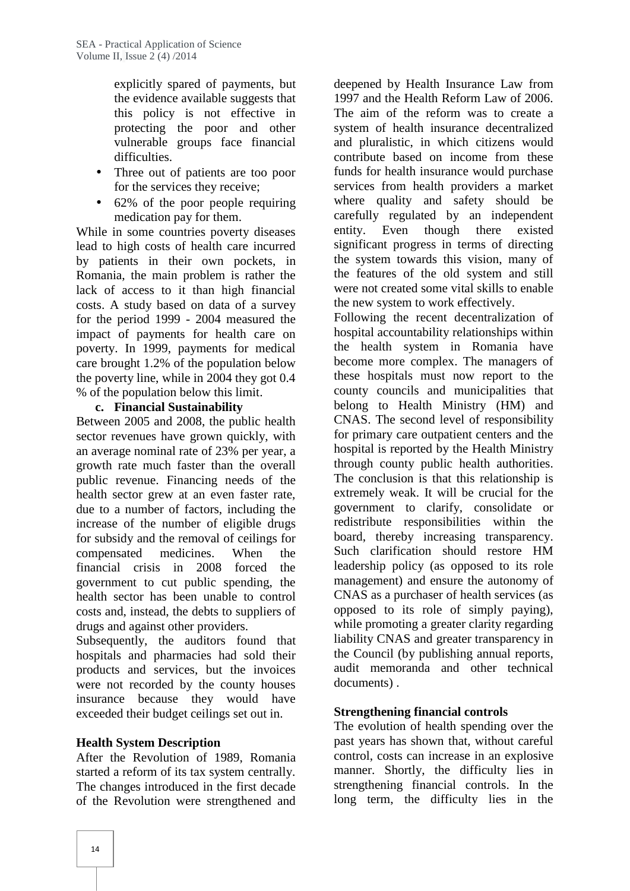explicitly spared of payments, but the evidence available suggests that this policy is not effective in protecting the poor and other vulnerable groups face financial difficulties.

- Three out of patients are too poor for the services they receive;
- 62% of the poor people requiring medication pay for them.

While in some countries poverty diseases lead to high costs of health care incurred by patients in their own pockets, in Romania, the main problem is rather the lack of access to it than high financial costs. A study based on data of a survey for the period 1999 - 2004 measured the impact of payments for health care on poverty. In 1999, payments for medical care brought 1.2% of the population below the poverty line, while in 2004 they got 0.4 % of the population below this limit.

**c. Financial Sustainability**

Between 2005 and 2008, the public health sector revenues have grown quickly, with an average nominal rate of 23% per year, a growth rate much faster than the overall public revenue. Financing needs of the health sector grew at an even faster rate, due to a number of factors, including the increase of the number of eligible drugs for subsidy and the removal of ceilings for compensated medicines. When the financial crisis in 2008 forced the government to cut public spending, the health sector has been unable to control costs and, instead, the debts to suppliers of drugs and against other providers.

Subsequently, the auditors found that hospitals and pharmacies had sold their products and services, but the invoices were not recorded by the county houses insurance because they would have exceeded their budget ceilings set out in.

**Health System Description**

After the Revolution of 1989, Romania started a reform of its tax system centrally. The changes introduced in the first decade of the Revolution were strengthened and deepened by Health Insurance Law from 1997 and the Health Reform Law of 2006. The aim of the reform was to create a system of health insurance decentralized and pluralistic, in which citizens would contribute based on income from these funds for health insurance would purchase services from health providers a market where quality and safety should be carefully regulated by an independent entity. Even though there existed significant progress in terms of directing the system towards this vision, many of the features of the old system and still were not created some vital skills to enable the new system to work effectively.

Following the recent decentralization of hospital accountability relationships within the health system in Romania have become more complex. The managers of these hospitals must now report to the county councils and municipalities that belong to Health Ministry (HM) and CNAS. The second level of responsibility for primary care outpatient centers and the hospital is reported by the Health Ministry through county public health authorities. The conclusion is that this relationship is extremely weak. It will be crucial for the government to clarify, consolidate or redistribute responsibilities within the board, thereby increasing transparency. Such clarification should restore HM leadership policy (as opposed to its role management) and ensure the autonomy of CNAS as a purchaser of health services (as opposed to its role of simply paying), while promoting a greater clarity regarding liability CNAS and greater transparency in the Council (by publishing annual reports, audit memoranda and other technical documents) .

**Strengthening financial controls**

The evolution of health spending over the past years has shown that, without careful control, costs can increase in an explosive manner. Shortly, the difficulty lies in strengthening financial controls. In the long term, the difficulty lies in the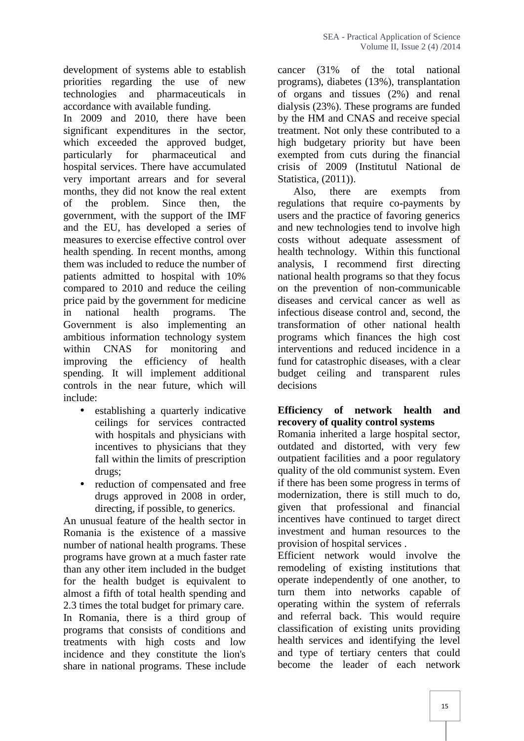development of systems able to establish priorities regarding the use of new technologies and pharmaceuticals in accordance with available funding.

In 2009 and 2010, there have been significant expenditures in the sector, which exceeded the approved budget, particularly for pharmaceutical and hospital services. There have accumulated very important arrears and for several months, they did not know the real extent of the problem. Since then, the government, with the support of the IMF and the EU, has developed a series of measures to exercise effective control over health spending. In recent months, among them was included to reduce the number of patients admitted to hospital with 10% compared to 2010 and reduce the ceiling price paid by the government for medicine in national health programs. The Government is also implementing an ambitious information technology system within CNAS for monitoring and improving the efficiency of health spending. It will implement additional controls in the near future, which will include:

- establishing a quarterly indicative ceilings for services contracted with hospitals and physicians with incentives to physicians that they fall within the limits of prescription drugs;
- reduction of compensated and free drugs approved in 2008 in order, directing, if possible, to generics.

An unusual feature of the health sector in Romania is the existence of a massive number of national health programs. These programs have grown at a much faster rate than any other item included in the budget for the health budget is equivalent to almost a fifth of total health spending and 2.3 times the total budget for primary care.

In Romania, there is a third group of programs that consists of conditions and treatments with high costs and low incidence and they constitute the lion's share in national programs. These include cancer (31% of the total national programs), diabetes (13%), transplantation of organs and tissues (2%) and renal dialysis (23%). These programs are funded by the HM and CNAS and receive special treatment. Not only these contributed to a high budgetary priority but have been exempted from cuts during the financial crisis of 2009 (Institutul National de Statistica, (2011)).

Also, there are exempts from regulations that require co-payments by users and the practice of favoring generics and new technologies tend to involve high costs without adequate assessment of health technology. Within this functional analysis, I recommend first directing national health programs so that they focus on the prevention of non-communicable diseases and cervical cancer as well as infectious disease control and, second, the transformation of other national health programs which finances the high cost interventions and reduced incidence in a fund for catastrophic diseases, with a clear budget ceiling and transparent rules decisions

**Efficiency of network health and recovery of quality control systems**

Romania inherited a large hospital sector, outdated and distorted, with very few outpatient facilities and a poor regulatory quality of the old communist system. Even if there has been some progress in terms of modernization, there is still much to do, given that professional and financial incentives have continued to target direct investment and human resources to the provision of hospital services .

Efficient network would involve the remodeling of existing institutions that operate independently of one another, to turn them into networks capable of operating within the system of referrals and referral back. This would require classification of existing units providing health services and identifying the level and type of tertiary centers that could become the leader of each network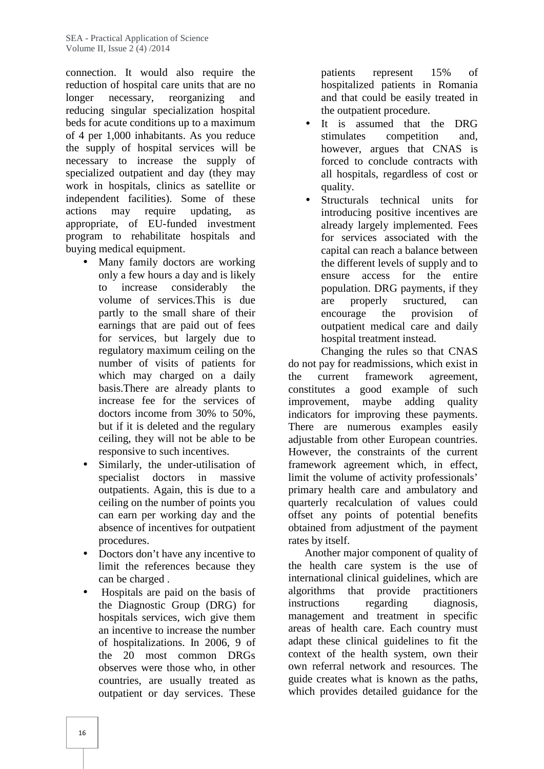connection. It would also require the reduction of hospital care units that are no longer necessary, reorganizing and reducing singular specialization hospital beds for acute conditions up to a maximum of 4 per 1,000 inhabitants. As you reduce the supply of hospital services will be necessary to increase the supply of specialized outpatient and day (they may work in hospitals, clinics as satellite or independent facilities). Some of these actions may require updating, as appropriate, of EU-funded investment program to rehabilitate hospitals and buying medical equipment.

- Many family doctors are working only a few hours a day and is likely to increase considerably the volume of services.This is due partly to the small share of their earnings that are paid out of fees for services, but largely due to regulatory maximum ceiling on the number of visits of patients for which may charged on a daily basis.There are already plants to increase fee for the services of doctors income from 30% to 50%, but if it is deleted and the regulary ceiling, they will not be able to be responsive to such incentives.
- Similarly, the under-utilisation of specialist doctors in massive outpatients. Again, this is due to a ceiling on the number of points you can earn per working day and the absence of incentives for outpatient procedures.
- Doctors don't have any incentive to limit the references because they can be charged .
- Hospitals are paid on the basis of the Diagnostic Group (DRG) for hospitals services, wich give them an incentive to increase the number of hospitalizations. In 2006, 9 of the 20 most common DRGs observes were those who, in other countries, are usually treated as outpatient or day services. These patients represent 15% of hospitalized patients in Romania and that could be easily treated in the outpatient procedure.
- It is assumed that the DRG stimulates competition and, however, argues that CNAS is forced to conclude contracts with all hospitals, regardless of cost or quality.
- Structurals technical units for introducing positive incentives are already largely implemented. Fees for services associated with the capital can reach a balance between the different levels of supply and to ensure access for the entire population. DRG payments, if they are properly sructured, can encourage the provision of outpatient medical care and daily hospital treatment instead.

Changing the rules so that CNAS do not pay for readmissions, which exist in the current framework agreement, constitutes a good example of such improvement, maybe adding quality indicators for improving these payments. There are numerous examples easily adjustable from other European countries. However, the constraints of the current framework agreement which, in effect, limit the volume of activity professionals' primary health care and ambulatory and quarterly recalculation of values could offset any points of potential benefits obtained from adjustment of the payment rates by itself.

Another major component of quality of the health care system is the use of international clinical guidelines, which are algorithms that provide practitioners instructions regarding diagnosis, management and treatment in specific areas of health care. Each country must adapt these clinical guidelines to fit the context of the health system, own their own referral network and resources. The guide creates what is known as the paths, which provides detailed guidance for the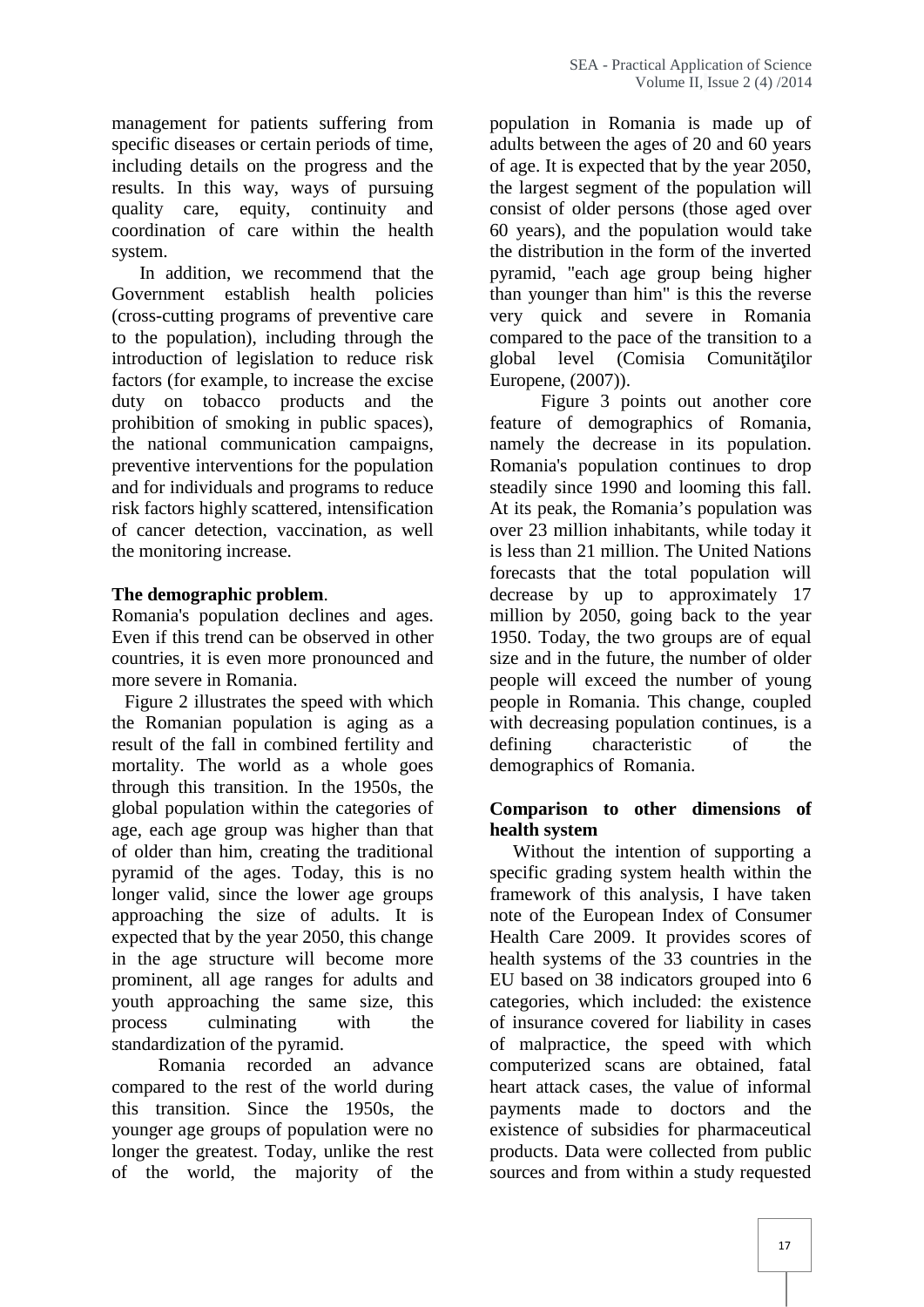management for patients suffering from specific diseases or certain periods of time, including details on the progress and the results. In this way, ways of pursuing quality care, equity, continuity and coordination of care within the health system.

In addition, we recommend that the Government establish health policies (cross-cutting programs of preventive care to the population), including through the introduction of legislation to reduce risk factors (for example, to increase the excise duty on tobacco products and the prohibition of smoking in public spaces), the national communication campaigns, preventive interventions for the population and for individuals and programs to reduce risk factors highly scattered, intensification of cancer detection, vaccination, as well the monitoring increase.

**The demographic problem**.

Romania's population declines and ages. Even if this trend can be observed in other countries, it is even more pronounced and more severe in Romania.

Figure 2 illustrates the speed with which the Romanian population is aging as a result of the fall in combined fertility and mortality. The world as a whole goes through this transition. In the 1950s, the global population within the categories of age, each age group was higher than that of older than him, creating the traditional pyramid of the ages. Today, this is no longer valid, since the lower age groups approaching the size of adults. It is expected that by the year 2050, this change in the age structure will become more prominent, all age ranges for adults and youth approaching the same size, this process culminating with the standardization of the pyramid.

Romania recorded an advance compared to the rest of the world during this transition. Since the 1950s, the younger age groups of population were no longer the greatest. Today, unlike the rest of the world, the majority of the population in Romania is made up of adults between the ages of 20 and 60 years of age. It is expected that by the year 2050, the largest segment of the population will consist of older persons (those aged over 60 years), and the population would take the distribution in the form of the inverted pyramid, "each age group being higher than younger than him" is this the reverse very quick and severe in Romania compared to the pace of the transition to a global level (Comisia Comunităţilor Europene, (2007)).

Figure 3 points out another core feature of demographics of Romania, namely the decrease in its population. Romania's population continues to drop steadily since 1990 and looming this fall. At its peak, the Romania’s population was over 23 million inhabitants, while today it is less than 21 million. The United Nations forecasts that the total population will decrease by up to approximately 17 million by 2050, going back to the year 1950. Today, the two groups are of equal size and in the future, the number of older people will exceed the number of young people in Romania. This change, coupled with decreasing population continues, is a defining characteristic of the demographics of Romania.

**Comparison to other dimensions of health system**

Without the intention of supporting a specific grading system health within the framework of this analysis, I have taken note of the European Index of Consumer Health Care 2009. It provides scores of health systems of the 33 countries in the EU based on 38 indicators grouped into 6 categories, which included: the existence of insurance covered for liability in cases of malpractice, the speed with which computerized scans are obtained, fatal heart attack cases, the value of informal payments made to doctors and the existence of subsidies for pharmaceutical products. Data were collected from public sources and from within a study requested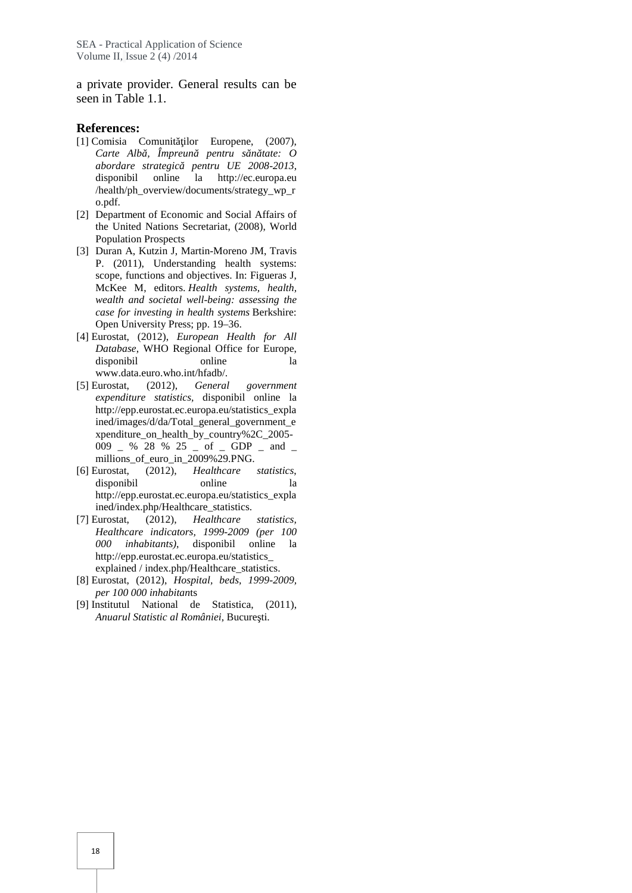a private provider. General results can be seen in Table 1.1.

## References:

[1] Comisia Comunităţilor Europene, (2007), *Carte Albă, Împreună pentru sănătate: O abordare strategică pentru UE 2008-2013*, disponibil online la http://ec.europa.eu /health/ph_overview/documents/strategy_wp_ro.pdf.

[2] Department of Economic and Social Affairs of the United Nations Secretariat, (2008), World Population Prospects

[3] Duran A, Kutzin J, Martin-Moreno JM, Travis P. (2011), Understanding health systems: scope, functions and objectives. In: Figueras J, McKee M, editors. *Health systems, health, wealth and societal well-being: assessing the case for investing in health systems* Berkshire: Open University Press; pp. 19–36.

[4] Eurostat, (2012), *European Health for All Database*, WHO Regional Office for Europe, disponibil online la www.data.euro.who.int/hfadb/.

[5] Eurostat, (2012), *General government expenditure statistics*, disponibil online la http://epp.eurostat.ec.europa.eu/statistics_explained/images/d/da/Total_general_government_expenditure_on_health_by_country%2C_2005-009 _ % 28 % 25 _ of _ GDP _ and _ millions_of_euro_in_2009%29.PNG.

[6] Eurostat, (2012), *Healthcare statistics*, disponibil online la http://epp.eurostat.ec.europa.eu/statistics_explained/index.php/Healthcare_statistics.

[7] Eurostat, (2012), *Healthcare statistics, Healthcare indicators, 1999-2009 (per 100 000 inhabitants)*, disponibil online la http://epp.eurostat.ec.europa.eu/statistics_ explained / index.php/Healthcare_statistics.

[8] Eurostat, (2012), *Hospital, beds, 1999-2009, per 100 000 inhabitant*s

[9] Institutul National de Statistica, (2011), *Anuarul Statistic al României*, Bucureşti.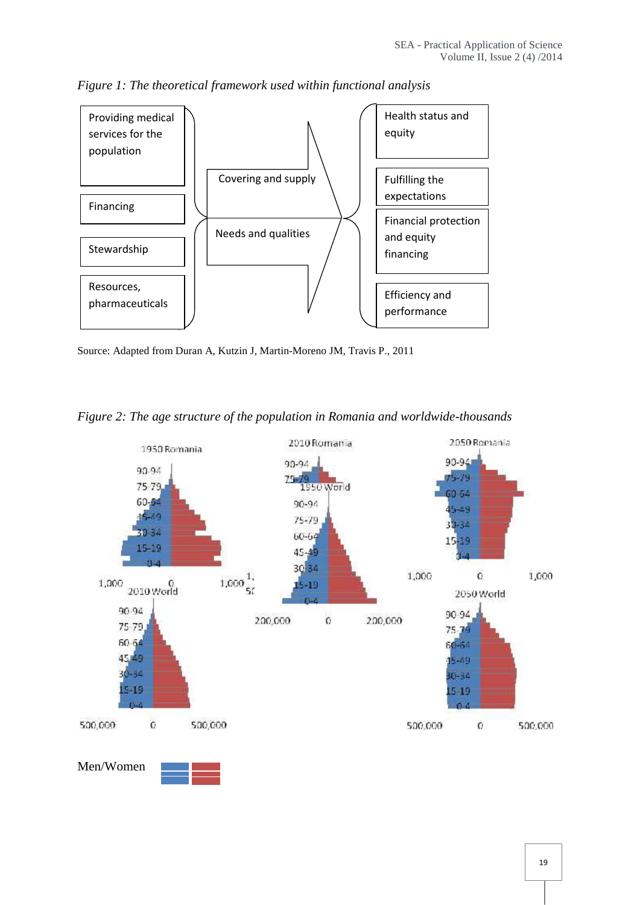*Figure 1: The theoretical framework used within functional analysis*

Providing medical services for the population

Financing

Stewardship

Resources, pharmaceuticals

Covering and supply

Needs and qualities

Health status and equity

Fulfilling the expectations

Financial protection and equity financing

Efficiency and performance

Source: Adapted from Duran A, Kutzin J, Martin-Moreno JM, Travis P., 2011

*Figure 2: The age structure of the population in Romania and worldwide-thousands*

1950 Romania

2010 Romania

2050 Romania

1950 World

2010 World

2050 World

Men/Women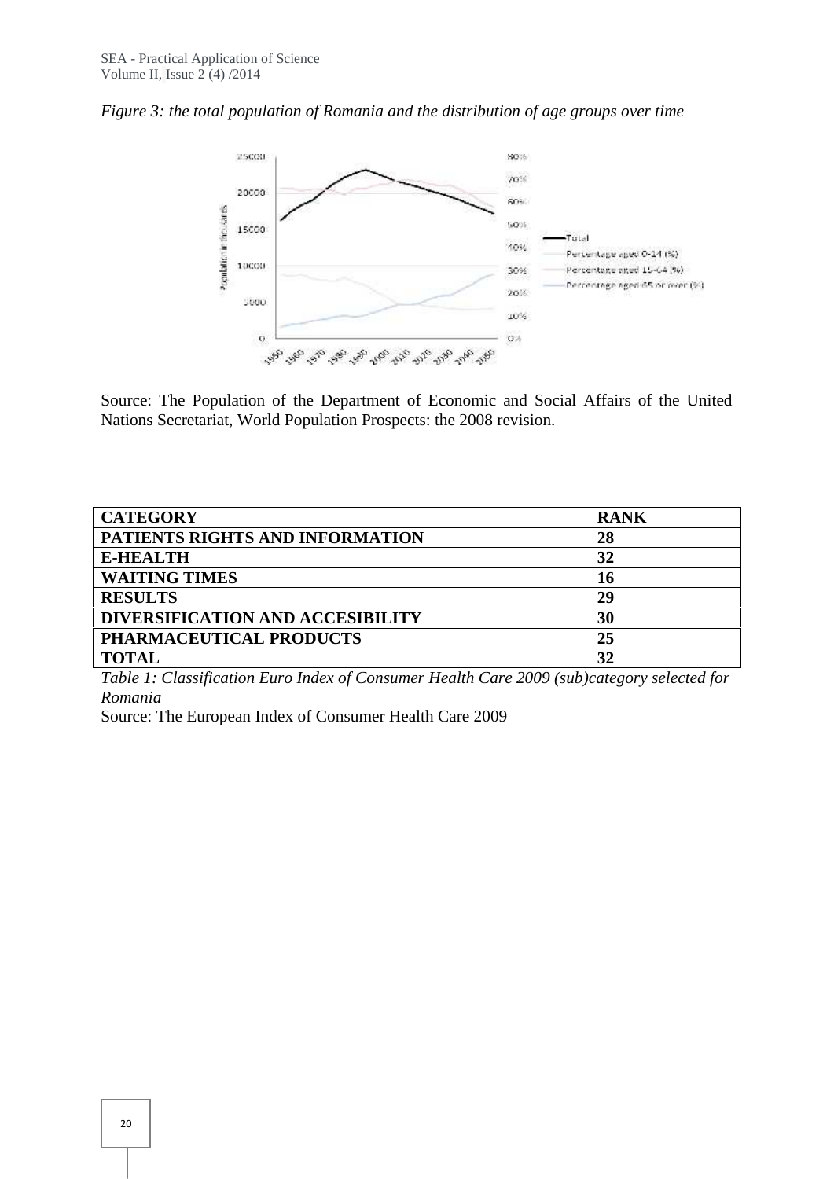*Figure 3: the total population of Romania and the distribution of age groups over time*

25000
20000
15000
10000
5000
0

Population in thousands

80%
70%
60%
50%
40%
30%
20%
10%
0%

1950 1960 1970 1980 1990 2000 2010 2020 2030 2040 2050

Total
Percentage aged 0-14 (%)
Percentage aged 15-64 (%)
Percentage aged 65 or over (%)

Source: The Population of the Department of Economic and Social Affairs of the United Nations Secretariat, World Population Prospects: the 2008 revision.

| **CATEGORY** | **RANK** |
|---|---|
| **PATIENTS RIGHTS AND INFORMATION** | **28** |
| **E-HEALTH** | **32** |
| **WAITING TIMES** | **16** |
| **RESULTS** | **29** |
| **DIVERSIFICATION AND ACCESIBILITY** | **30** |
| **PHARMACEUTICAL PRODUCTS** | **25** |
| **TOTAL** | **32** |

*Table 1: Classification Euro Index of Consumer Health Care 2009 (sub)category selected for Romania*

Source: The European Index of Consumer Health Care 2009